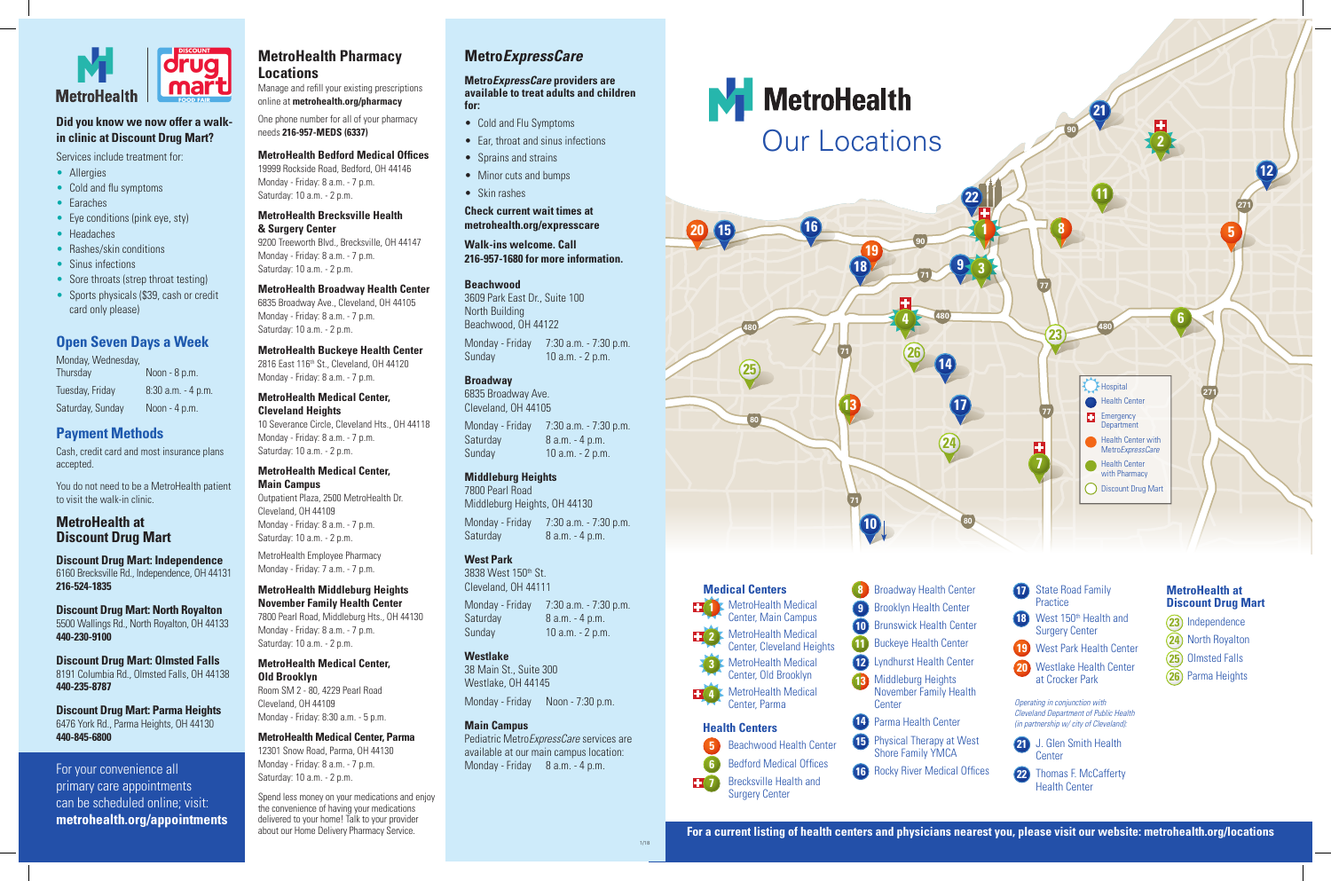MetroHealth | Discount drug mart

### Did you know we now offer a walk-in clinic at Discount Drug Mart?

Services include treatment for:

- Allergies
- Cold and flu symptoms
- Earaches
- Eye conditions (pink eye, sty)
- Headaches
- Rashes/skin conditions
- Sinus infections
- Sore throats (strep throat testing)
- Sports physicals ($39, cash or credit card only please)

## Open Seven Days a Week

| | |
|---|---|
| Monday, Wednesday, Thursday | Noon - 8 p.m. |
| Tuesday, Friday | 8:30 a.m. - 4 p.m. |
| Saturday, Sunday | Noon - 4 p.m. |

## Payment Methods

Cash, credit card and most insurance plans accepted.

You do not need to be a MetroHealth patient to visit the walk-in clinic.

## MetroHealth at Discount Drug Mart

**Discount Drug Mart: Independence**
6160 Brecksville Rd., Independence, OH 44131
**216-524-1835**

**Discount Drug Mart: North Royalton**
5500 Wallings Rd., North Royalton, OH 44133
**440-230-9100**

**Discount Drug Mart: Olmsted Falls**
8191 Columbia Rd., Olmsted Falls, OH 44138
**440-235-8787**

**Discount Drug Mart: Parma Heights**
6476 York Rd., Parma Heights, OH 44130
**440-845-6800**

For your convenience all primary care appointments can be scheduled online; visit: **metrohealth.org/appointments**

## MetroHealth Pharmacy Locations

Manage and refill your existing prescriptions online at **metrohealth.org/pharmacy**

One phone number for all of your pharmacy needs **216-957-MEDS (6337)**

**MetroHealth Bedford Medical Offices**
19999 Rockside Road, Bedford, OH 44146
Monday - Friday: 8 a.m. - 7 p.m.
Saturday: 10 a.m. - 2 p.m.

**MetroHealth Brecksville Health & Surgery Center**
9200 Treeworth Blvd., Brecksville, OH 44147
Monday - Friday: 8 a.m. - 7 p.m.
Saturday: 10 a.m. - 2 p.m.

**MetroHealth Broadway Health Center**
6835 Broadway Ave., Cleveland, OH 44105
Monday - Friday: 8 a.m. - 7 p.m.
Saturday: 10 a.m. - 2 p.m.

**MetroHealth Buckeye Health Center**
2816 East 116th St., Cleveland, OH 44120
Monday - Friday: 8 a.m. - 7 p.m.

**MetroHealth Medical Center, Cleveland Heights**
10 Severance Circle, Cleveland Hts., OH 44118
Monday - Friday: 8 a.m. - 7 p.m.
Saturday: 10 a.m. - 2 p.m.

**MetroHealth Medical Center, Main Campus**
Outpatient Plaza, 2500 MetroHealth Dr.
Cleveland, OH 44109
Monday - Friday: 8 a.m. - 7 p.m.
Saturday: 10 a.m. - 2 p.m.

MetroHealth Employee Pharmacy
Monday - Friday: 7 a.m. - 7 p.m.

**MetroHealth Middleburg Heights November Family Health Center**
7800 Pearl Road, Middleburg Hts., OH 44130
Monday - Friday: 8 a.m. - 7 p.m.
Saturday: 10 a.m. - 2 p.m.

**MetroHealth Medical Center, Old Brooklyn**
Room SM 2 - 80, 4229 Pearl Road
Cleveland, OH 44109
Monday - Friday: 8:30 a.m. - 5 p.m.

**MetroHealth Medical Center, Parma**
12301 Snow Road, Parma, OH 44130
Monday - Friday: 8 a.m. - 7 p.m.
Saturday: 10 a.m. - 2 p.m.

Spend less money on your medications and enjoy the convenience of having your medications delivered to your home! Talk to your provider about our Home Delivery Pharmacy Service.

## Metro*ExpressCare*

**Metro*ExpressCare* providers are available to treat adults and children for:**

- Cold and Flu Symptoms
- Ear, throat and sinus infections
- Sprains and strains
- Minor cuts and bumps
- Skin rashes

**Check current wait times at metrohealth.org/expresscare**

**Walk-ins welcome. Call 216-957-1680 for more information.**

**Beachwood**
3609 Park East Dr., Suite 100
North Building
Beachwood, OH 44122

| | |
|---|---|
| Monday - Friday | 7:30 a.m. - 7:30 p.m. |
| Sunday | 10 a.m. - 2 p.m. |

**Broadway**
6835 Broadway Ave.
Cleveland, OH 44105

| | |
|---|---|
| Monday - Friday | 7:30 a.m. - 7:30 p.m. |
| Saturday | 8 a.m. - 4 p.m. |
| Sunday | 10 a.m. - 2 p.m. |

**Middleburg Heights**
7800 Pearl Road
Middleburg Heights, OH 44130

| | |
|---|---|
| Monday - Friday | 7:30 a.m. - 7:30 p.m. |
| Saturday | 8 a.m. - 4 p.m. |

**West Park**
3838 West 150th St.
Cleveland, OH 44111

| | |
|---|---|
| Monday - Friday | 7:30 a.m. - 7:30 p.m. |
| Saturday | 8 a.m. - 4 p.m. |
| Sunday | 10 a.m. - 2 p.m. |

**Westlake**
38 Main St., Suite 300
Westlake, OH 44145

| | |
|---|---|
| Monday - Friday | Noon - 7:30 p.m. |

**Main Campus**
Pediatric Metro*ExpressCare* services are available at our main campus location:
Monday - Friday 8 a.m. - 4 p.m.

1/18

# MetroHealth Our Locations

Legend: Hospital · Health Center · Emergency Department · Health Center with Metro*ExpressCare* · Health Center with Pharmacy · Discount Drug Mart

### Medical Centers

1. MetroHealth Medical Center, Main Campus
2. MetroHealth Medical Center, Cleveland Heights
3. MetroHealth Medical Center, Old Brooklyn
4. MetroHealth Medical Center, Parma

### Health Centers

5. Beachwood Health Center
6. Bedford Medical Offices
7. Brecksville Health and Surgery Center
8. Broadway Health Center
9. Brooklyn Health Center
10. Brunswick Health Center
11. Buckeye Health Center
12. Lyndhurst Health Center
13. Middleburg Heights November Family Health Center
14. Parma Health Center
15. Physical Therapy at West Shore Family YMCA
16. Rocky River Medical Offices
17. State Road Family Practice
18. West 150th Health and Surgery Center
19. West Park Health Center
20. Westlake Health Center at Crocker Park

*Operating in conjunction with Cleveland Department of Public Health (in partnership w/ city of Cleveland):*

21. J. Glen Smith Health Center
22. Thomas F. McCafferty Health Center

### MetroHealth at Discount Drug Mart

23. Independence
24. North Royalton
25. Olmsted Falls
26. Parma Heights

**For a current listing of health centers and physicians nearest you, please visit our website: metrohealth.org/locations**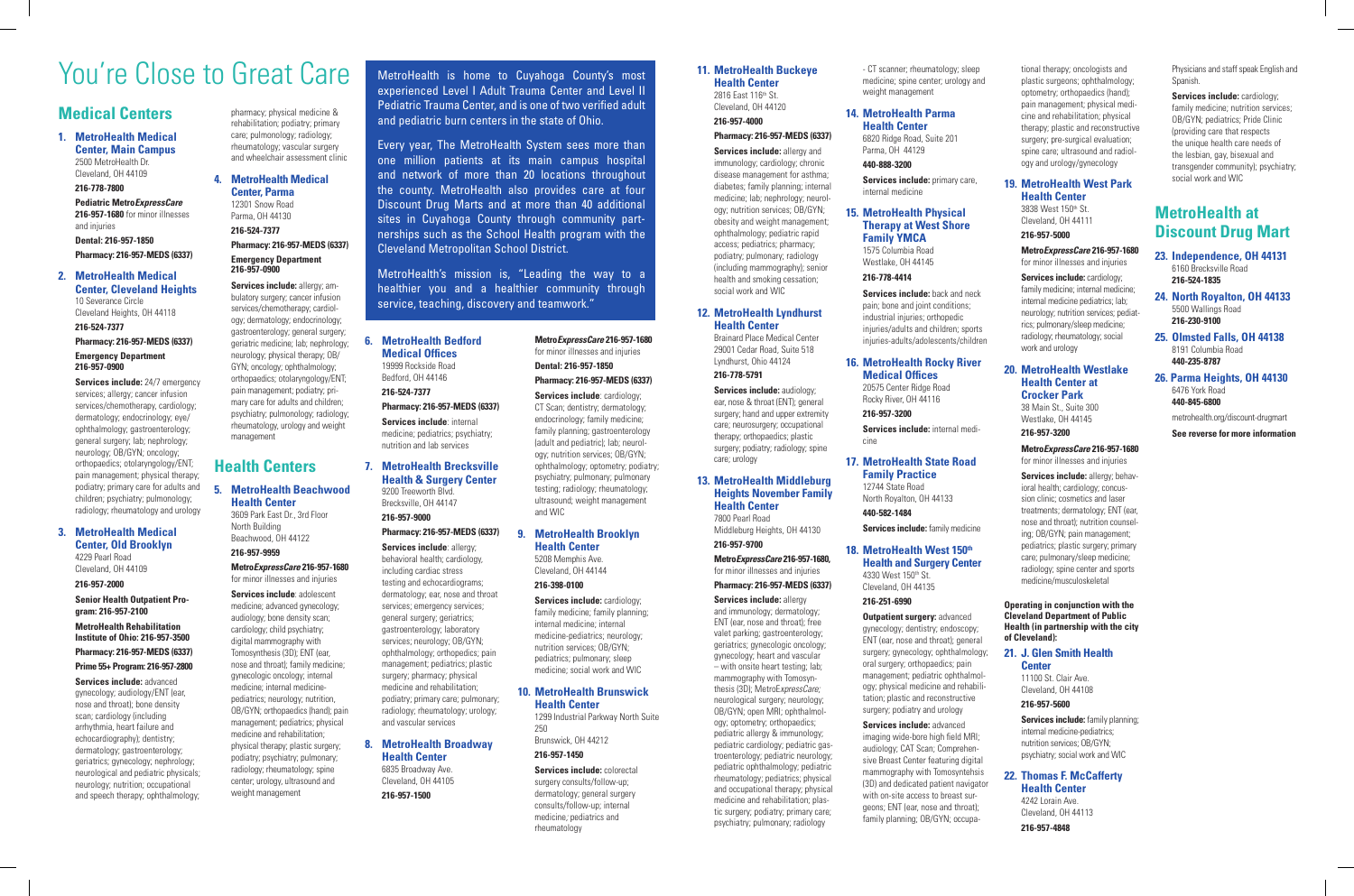# You're Close to Great Care

MetroHealth is home to Cuyahoga County's most experienced Level I Adult Trauma Center and Level II Pediatric Trauma Center, and is one of two verified adult and pediatric burn centers in the state of Ohio.

Every year, The MetroHealth System sees more than one million patients at its main campus hospital and network of more than 20 locations throughout the county. MetroHealth also provides care at four Discount Drug Marts and at more than 40 additional sites in Cuyahoga County through community partnerships such as the School Health program with the Cleveland Metropolitan School District.

MetroHealth's mission is, "Leading the way to a healthier you and a healthier community through service, teaching, discovery and teamwork."

## Medical Centers

### 1. MetroHealth Medical Center, Main Campus

2500 MetroHealth Dr.
Cleveland, OH 44109

**216-778-7800**

**Pediatric Metro*ExpressCare* 216-957-1680** for minor illnesses and injuries

**Dental: 216-957-1850**

**Pharmacy: 216-957-MEDS (6337)**

### 2. MetroHealth Medical Center, Cleveland Heights

10 Severance Circle
Cleveland Heights, OH 44118

**216-524-7377**

**Pharmacy: 216-957-MEDS (6337)**

**Emergency Department 216-957-0900**

**Services include:** 24/7 emergency services; allergy; cancer infusion services/chemotherapy, cardiology; dermatology; endocrinology; eye/ophthalmology; gastroenterology; general surgery; lab; nephrology; neurology; OB/GYN; oncology; orthopaedics; otolaryngology/ENT; pain management; physical therapy; podiatry; primary care for adults and children; psychiatry; pulmonology; radiology; rheumatology and urology

### 3. MetroHealth Medical Center, Old Brooklyn

4229 Pearl Road
Cleveland, OH 44109

**216-957-2000**

**Senior Health Outpatient Program: 216-957-2100**

**MetroHealth Rehabilitation Institute of Ohio: 216-957-3500**

**Pharmacy: 216-957-MEDS (6337)**

**Prime 55+ Program: 216-957-2800**

**Services include:** advanced gynecology; audiology/ENT (ear, nose and throat); bone density scan; cardiology (including arrhythmia, heart failure and echocardiography); dentistry; dermatology; gastroenterology; geriatrics; gynecology; nephrology; neurological and pediatric physicals; neurology; nutrition; occupational and speech therapy; ophthalmology; pharmacy; physical medicine & rehabilitation; podiatry; primary care; pulmonology; radiology; rheumatology; vascular surgery and wheelchair assessment clinic

### 4. MetroHealth Medical Center, Parma

12301 Snow Road
Parma, OH 44130

**216-524-7377**

**Pharmacy: 216-957-MEDS (6337)**

**Emergency Department 216-957-0900**

**Services include:** allergy; ambulatory surgery; cancer infusion services/chemotherapy; cardiology; dermatology; endocrinology; gastroenterology; general surgery; geriatric medicine; lab; nephrology; neurology; physical therapy; OB/GYN; oncology; ophthalmology; orthopaedics; otolaryngology/ENT; pain management; podiatry; primary care for adults and children; psychiatry; pulmonology; radiology; rheumatology, urology and weight management

## Health Centers

### 5. MetroHealth Beachwood Health Center

3609 Park East Dr., 3rd Floor
North Building
Beachwood, OH 44122

**216-957-9959**

**Metro*ExpressCare* 216-957-1680** for minor illnesses and injuries

**Services include**: adolescent medicine; advanced gynecology; audiology; bone density scan; cardiology; child psychiatry; digital mammography with Tomosynthesis (3D); ENT (ear, nose and throat); family medicine; gynecologic oncology; internal medicine; internal medicine-pediatrics; neurology; nutrition, OB/GYN; orthopaedics (hand); pain management; pediatrics; physical medicine and rehabilitation; physical therapy; plastic surgery; podiatry; psychiatry; pulmonary; radiology; rheumatology; spine center; urology, ultrasound and weight management

### 6. MetroHealth Bedford Medical Offices

19999 Rockside Road
Bedford, OH 44146

**216-524-7377**

**Pharmacy: 216-957-MEDS (6337)**

**Services include**: internal medicine; pediatrics; psychiatry; nutrition and lab services

### 7. MetroHealth Brecksville Health & Surgery Center

9200 Treeworth Blvd.
Brecksville, OH 44147

**216-957-9000**

**Pharmacy: 216-957-MEDS (6337)**

**Services include**: allergy; behavioral health; cardiology, including cardiac stress testing and echocardiograms; dermatology; ear, nose and throat services; emergency services; general surgery; geriatrics; gastroenterology; laboratory services; neurology; OB/GYN; ophthalmology; orthopedics; pain management; pediatrics; plastic surgery; pharmacy; physical medicine and rehabilitation; podiatry; primary care; pulmonary; radiology; rheumatology; urology; and vascular services

### 8. MetroHealth Broadway Health Center

6835 Broadway Ave.
Cleveland, OH 44105

**216-957-1500**

**Metro*ExpressCare* 216-957-1680** for minor illnesses and injuries

**Dental: 216-957-1850**

**Pharmacy: 216-957-MEDS (6337)**

**Services include**: cardiology; CT Scan; dentistry; dermatology; endocrinology; family medicine; family planning; gastroenterology (adult and pediatric); lab; neurology; nutrition services; OB/GYN; ophthalmology; optometry; podiatry; psychiatry; pulmonary; pulmonary testing; radiology; rheumatology; ultrasound; weight management and WIC

### 9. MetroHealth Brooklyn Health Center

5208 Memphis Ave.
Cleveland, OH 44144

**216-398-0100**

**Services include:** cardiology; family medicine; family planning; internal medicine; internal medicine-pediatrics; neurology; nutrition services; OB/GYN; pediatrics; pulmonary; sleep medicine; social work and WIC

### 10. MetroHealth Brunswick Health Center

1299 Industrial Parkway North Suite 250
Brunswick, OH 44212

**216-957-1450**

**Services include:** colorectal surgery consults/follow-up; dermatology; general surgery consults/follow-up; internal medicine; pediatrics and rheumatology

### 11. MetroHealth Buckeye Health Center

2816 East 116th St.
Cleveland, OH 44120

**216-957-4000**

**Pharmacy: 216-957-MEDS (6337)**

**Services include:** allergy and immunology; cardiology; chronic disease management for asthma; diabetes; family planning; internal medicine; lab; nephrology; neurology; nutrition services; OB/GYN; obesity and weight management; ophthalmology; pediatric rapid access; pediatrics; pharmacy; podiatry; pulmonary; radiology (including mammography); senior health and smoking cessation; social work and WIC

### 12. MetroHealth Lyndhurst Health Center

Brainard Place Medical Center
29001 Cedar Road, Suite 518
Lyndhurst, Ohio 44124

**216-778-5791**

**Services include:** audiology; ear, nose & throat (ENT); general surgery; hand and upper extremity care; neurosurgery; occupational therapy; orthopaedics; plastic surgery; podiatry; radiology; spine care; urology

### 13. MetroHealth Middleburg Heights November Family Health Center

7800 Pearl Road
Middleburg Heights, OH 44130

**216-957-9700**

**Metro*ExpressCare* 216-957-1680,** for minor illnesses and injuries

**Pharmacy: 216-957-MEDS (6337)**

**Services include:** allergy and immunology; dermatology; ENT (ear, nose and throat); free valet parking; gastroenterology; geriatrics; gynecologic oncology; gynecology; heart and vascular – with onsite heart testing; lab; mammography with Tomosynthesis (3D); Metro*ExpressCare;* neurological surgery; neurology; OB/GYN; open MRI; ophthalmology; optometry; orthopaedics; pediatric allergy & immunology; pediatric cardiology; pediatric gastroenterology; pediatric neurology; pediatric ophthalmology; pediatric rheumatology; pediatrics; physical and occupational therapy; physical medicine and rehabilitation; plastic surgery; podiatry; primary care; psychiatry; pulmonary; radiology - CT scanner; rheumatology; sleep medicine; spine center; urology and weight management

### 14. MetroHealth Parma Health Center

6820 Ridge Road, Suite 201
Parma, OH 44129

**440-888-3200**

**Services include:** primary care, internal medicine

### 15. MetroHealth Physical Therapy at West Shore Family YMCA

1575 Columbia Road
Westlake, OH 44145

**216-778-4414**

**Services include:** back and neck pain; bone and joint conditions; industrial injuries; orthopedic injuries/adults and children; sports injuries-adults/adolescents/children

### 16. MetroHealth Rocky River Medical Offices

20575 Center Ridge Road
Rocky River, OH 44116

**216-957-3200**

**Services include:** internal medicine

### 17. MetroHealth State Road Family Practice

12744 State Road
North Royalton, OH 44133

**440-582-1484**

**Services include:** family medicine

### 18. MetroHealth West 150th Health and Surgery Center

4330 West 150th St.
Cleveland, OH 44135

**216-251-6990**

**Outpatient surgery:** advanced gynecology; dentistry; endoscopy; ENT (ear, nose and throat); general surgery; gynecology; ophthalmology; oral surgery; orthopaedics; pain management; pediatric ophthalmology; physical medicine and rehabilitation; plastic and reconstructive surgery; podiatry and urology

**Services include:** advanced imaging wide-bore high field MRI; audiology; CAT Scan; Comprehensive Breast Center featuring digital mammography with Tomosyntehsis (3D) and dedicated patient navigator with on-site access to breast surgeons; ENT (ear, nose and throat); family planning; OB/GYN; occupational therapy; oncologists and plastic surgeons; ophthalmology; optometry; orthopaedics (hand); pain management; physical medicine and rehabilitation; physical therapy; plastic and reconstructive surgery; pre-surgical evaluation; spine care; ultrasound and radiology and urology/gynecology

### 19. MetroHealth West Park Health Center

3838 West 150th St.
Cleveland, OH 44111

**216-957-5000**

**Metro*ExpressCare* 216-957-1680** for minor illnesses and injuries

**Services include:** cardiology; family medicine; internal medicine; internal medicine pediatrics; lab; neurology; nutrition services; pediatrics; pulmonary/sleep medicine; radiology; rheumatology; social work and urology

### 20. MetroHealth Westlake Health Center at Crocker Park

38 Main St., Suite 300
Westlake, OH 44145

**216-957-3200**

**Metro*ExpressCare* 216-957-1680** for minor illnesses and injuries

**Services include:** allergy; behavioral health; cardiology; concussion clinic; cosmetics and laser treatments; dermatology; ENT (ear, nose and throat); nutrition counseling; OB/GYN; pain management; pediatrics; plastic surgery; primary care; pulmonary/sleep medicine; radiology; spine center and sports medicine/musculoskeletal

**Operating in conjunction with the Cleveland Department of Public Health (in partnership with the city of Cleveland):**

### 21. J. Glen Smith Health Center

11100 St. Clair Ave.
Cleveland, OH 44108

**216-957-5600**

**Services include:** family planning; internal medicine-pediatrics; nutrition services; OB/GYN; psychiatry; social work and WIC

### 22. Thomas F. McCafferty Health Center

4242 Lorain Ave.
Cleveland, OH 44113

**216-957-4848**

Physicians and staff speak English and Spanish.

**Services include:** cardiology; family medicine; nutrition services; OB/GYN; pediatrics; Pride Clinic (providing care that respects the unique health care needs of the lesbian, gay, bisexual and transgender community); psychiatry; social work and WIC

## MetroHealth at Discount Drug Mart

### 23. Independence, OH 44131

6160 Brecksville Road
**216-524-1835**

### 24. North Royalton, OH 44133

5500 Wallings Road
**216-230-9100**

### 25. Olmsted Falls, OH 44138

8191 Columbia Road
**440-235-8787**

### 26. Parma Heights, OH 44130

6476 York Road
**440-845-6800**

metrohealth.org/discount-drugmart

**See reverse for more information**